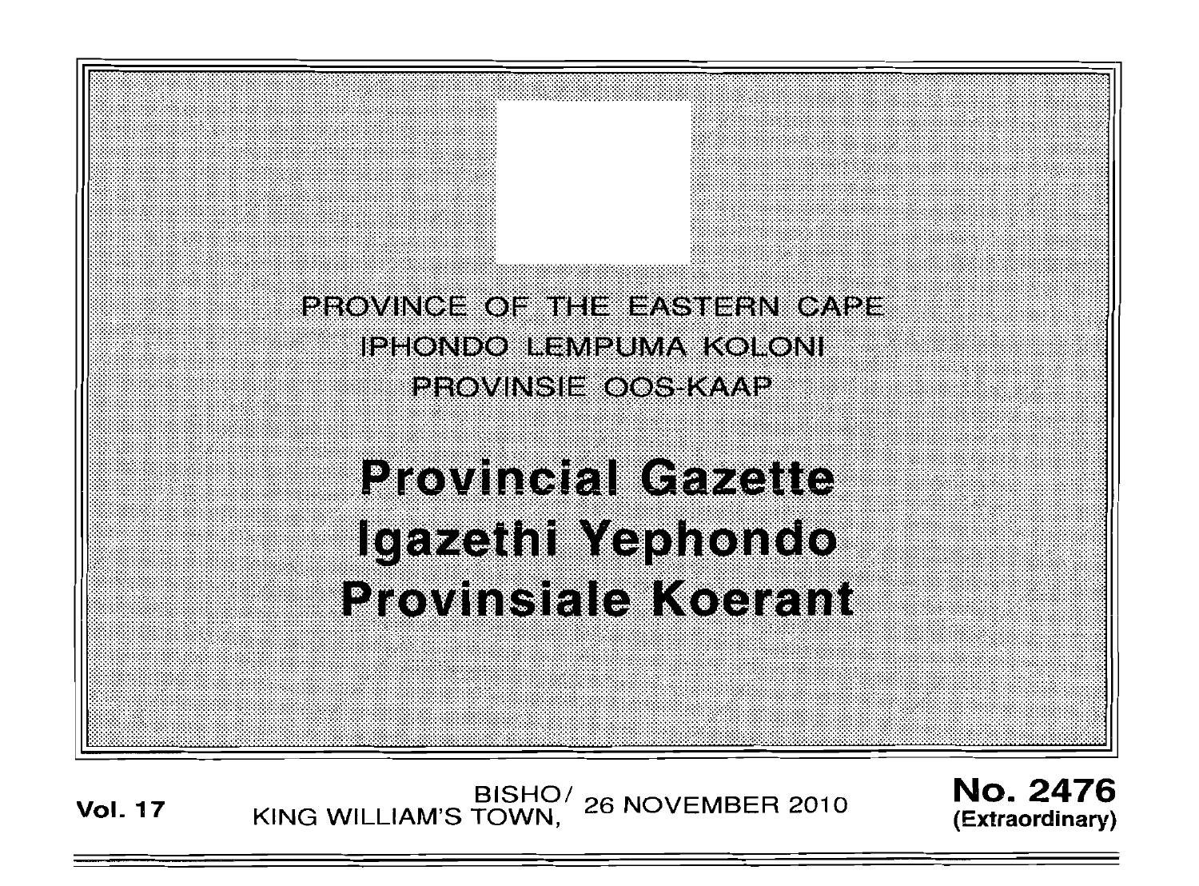PROVINCE OF THE EASTERN CAPE

IPHONDO LEMPUMA KOLONI

PROVINSIE OOS-KAAP

# Provincial Gazette

# Igazethi Yephondo

# Provinsiale Koerant

**Vol. 17** BISHO/ KING WILLIAM'S TOWN, 26 NOVEMBER 2010 **No. 2476** **(Extraordinary)**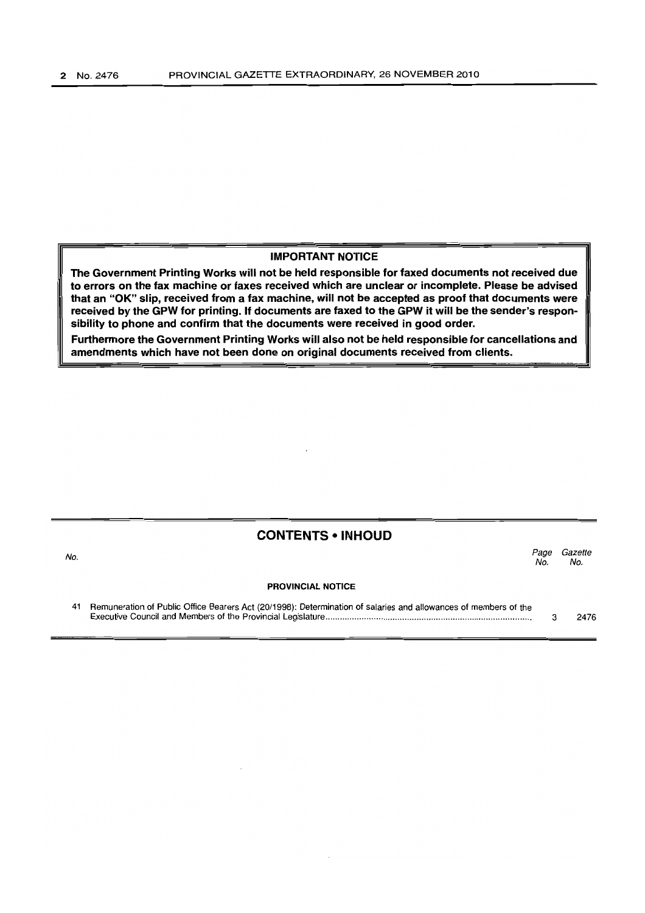## IMPORTANT NOTICE

**The Government Printing Works will not be held responsible for faxed documents not received due to errors on the fax machine or faxes received which are unclear or incomplete. Please be advised that an "OK" slip, received from a fax machine, will not be accepted as proof that documents were received by the GPW for printing. If documents are faxed to the GPW it will be the sender's responsibility to phone and confirm that the documents were received in good order.**

**Furthermore the Government Printing Works will also not be held responsible for cancellations and amendments which have not been done on original documents received from clients.**

## CONTENTS • INHOUD

| *No.* | | *Page No.* | *Gazette No.* |
|---|---|---|---|
| | **PROVINCIAL NOTICE** | | |
| 41 | Remuneration of Public Office Bearers Act (20/1998): Determination of salaries and allowances of members of the Executive Council and Members of the Provincial Legislature | 3 | 2476 |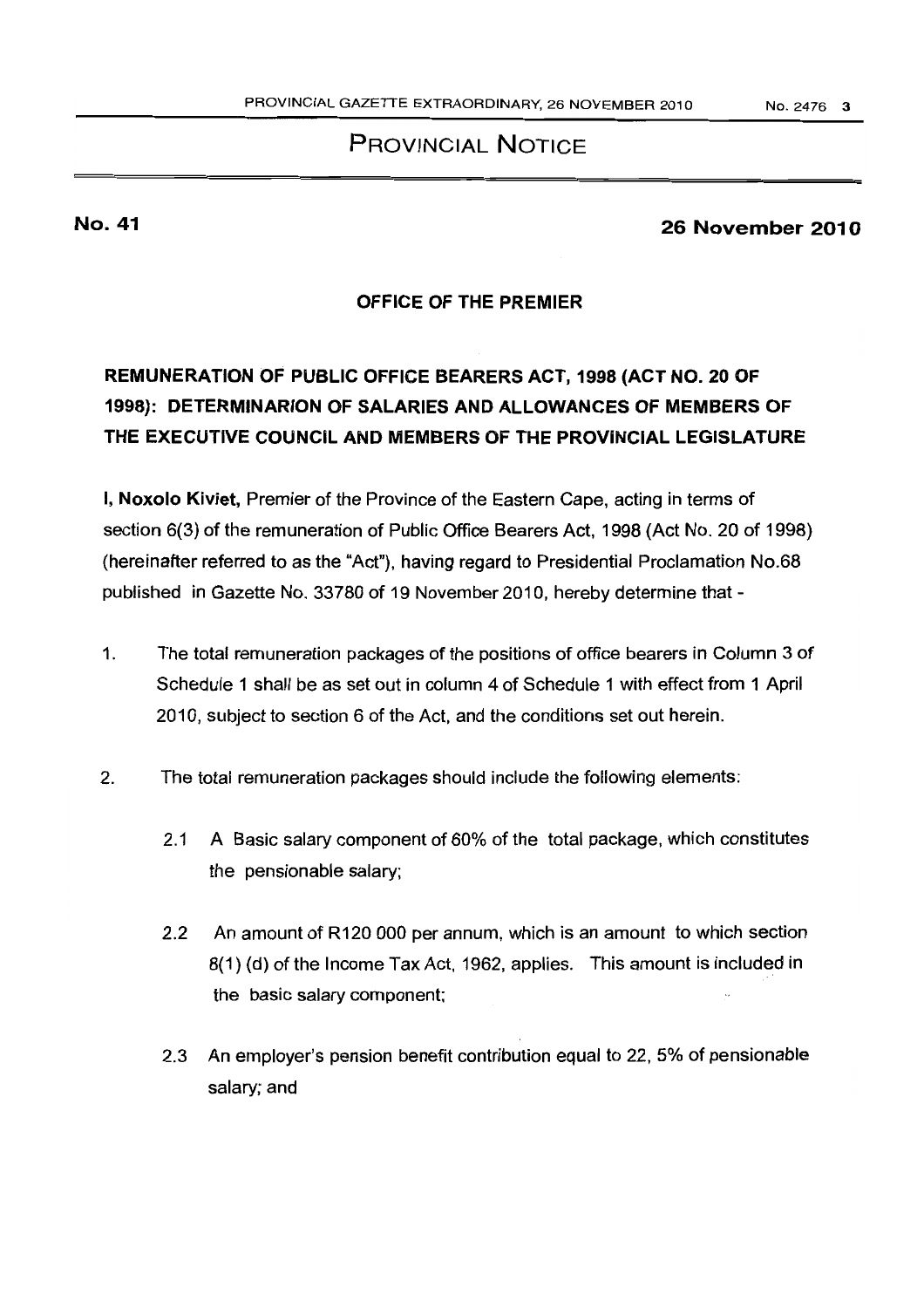## PROVINCIAL NOTICE

**No. 41** **26 November 2010**

**OFFICE OF THE PREMIER**

**REMUNERATION OF PUBLIC OFFICE BEARERS ACT, 1998 (ACT NO. 20 OF 1998): DETERMINARION OF SALARIES AND ALLOWANCES OF MEMBERS OF THE EXECUTIVE COUNCIL AND MEMBERS OF THE PROVINCIAL LEGISLATURE**

**I, Noxolo Kiviet,** Premier of the Province of the Eastern Cape, acting in terms of section 6(3) of the remuneration of Public Office Bearers Act, 1998 (Act No. 20 of 1998) (hereinafter referred to as the "Act"), having regard to Presidential Proclamation No.68 published in Gazette No. 33780 of 19 November 2010, hereby determine that -

1. The total remuneration packages of the positions of office bearers in Column 3 of Schedule 1 shall be as set out in column 4 of Schedule 1 with effect from 1 April 2010, subject to section 6 of the Act, and the conditions set out herein.

2. The total remuneration packages should include the following elements:

   2.1 A Basic salary component of 60% of the total package, which constitutes the pensionable salary;

   2.2 An amount of R120 000 per annum, which is an amount to which section 8(1) (d) of the Income Tax Act, 1962, applies. This amount is included in the basic salary component;

   2.3 An employer's pension benefit contribution equal to 22, 5% of pensionable salary; and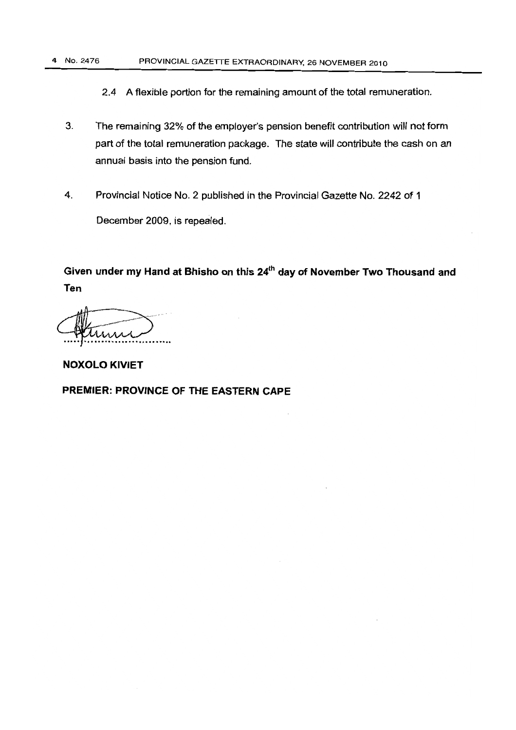2.4 A flexible portion for the remaining amount of the total remuneration.

3. The remaining 32% of the employer's pension benefit contribution will not form part of the total remuneration package. The state will contribute the cash on an annual basis into the pension fund.

4. Provincial Notice No. 2 published in the Provincial Gazette No. 2242 of 1 December 2009, is repealed.

**Given under my Hand at Bhisho on this 24th day of November Two Thousand and Ten**

..............................

**NOXOLO KIVIET**

**PREMIER: PROVINCE OF THE EASTERN CAPE**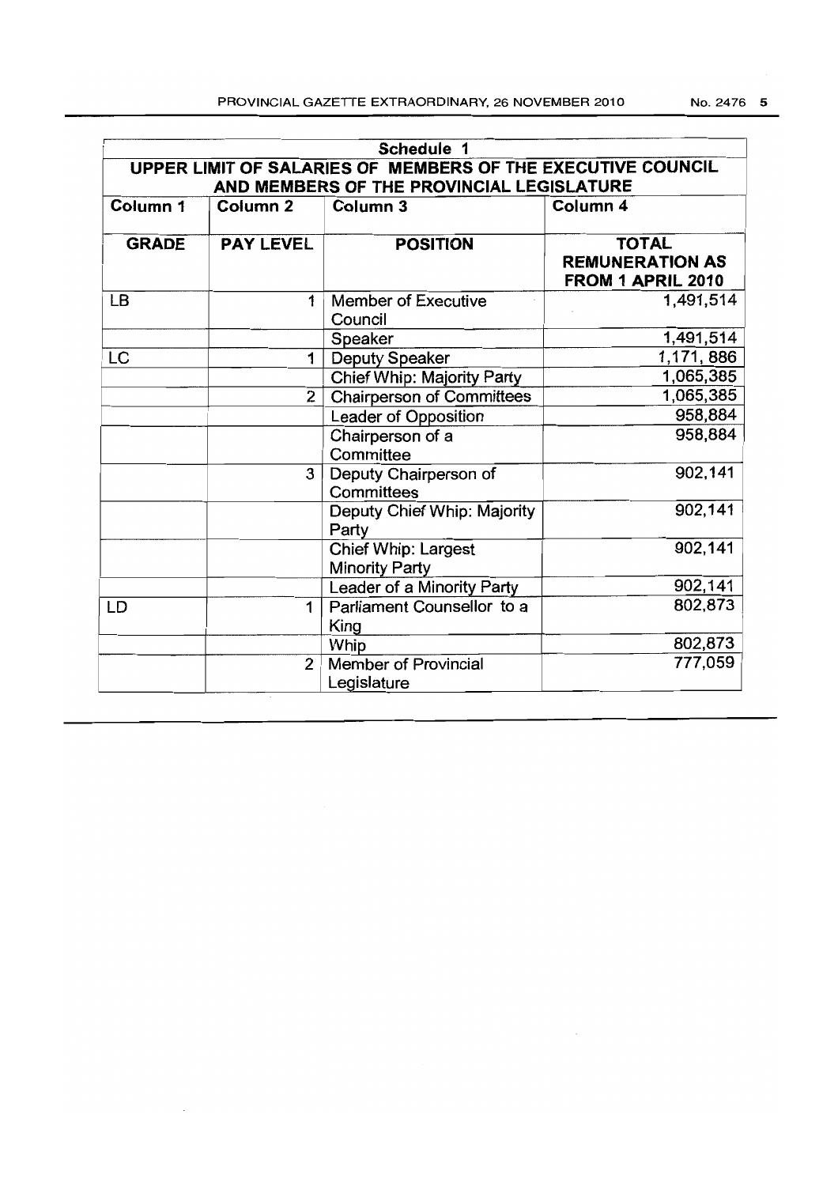**Schedule 1**

**UPPER LIMIT OF SALARIES OF MEMBERS OF THE EXECUTIVE COUNCIL AND MEMBERS OF THE PROVINCIAL LEGISLATURE**

| Column 1 | Column 2 | Column 3 | Column 4 |
|---|---|---|---|
| **GRADE** | **PAY LEVEL** | **POSITION** | **TOTAL REMUNERATION AS FROM 1 APRIL 2010** |
| LB | 1 | Member of Executive Council | 1,491,514 |
| | | Speaker | 1,491,514 |
| LC | 1 | Deputy Speaker | 1,171, 886 |
| | | Chief Whip: Majority Party | 1,065,385 |
| | 2 | Chairperson of Committees | 1,065,385 |
| | | Leader of Opposition | 958,884 |
| | | Chairperson of a Committee | 958,884 |
| | 3 | Deputy Chairperson of Committees | 902,141 |
| | | Deputy Chief Whip: Majority Party | 902,141 |
| | | Chief Whip: Largest Minority Party | 902,141 |
| | | Leader of a Minority Party | 902,141 |
| LD | 1 | Parliament Counsellor to a King | 802,873 |
| | | Whip | 802,873 |
| | 2 | Member of Provincial Legislature | 777,059 |